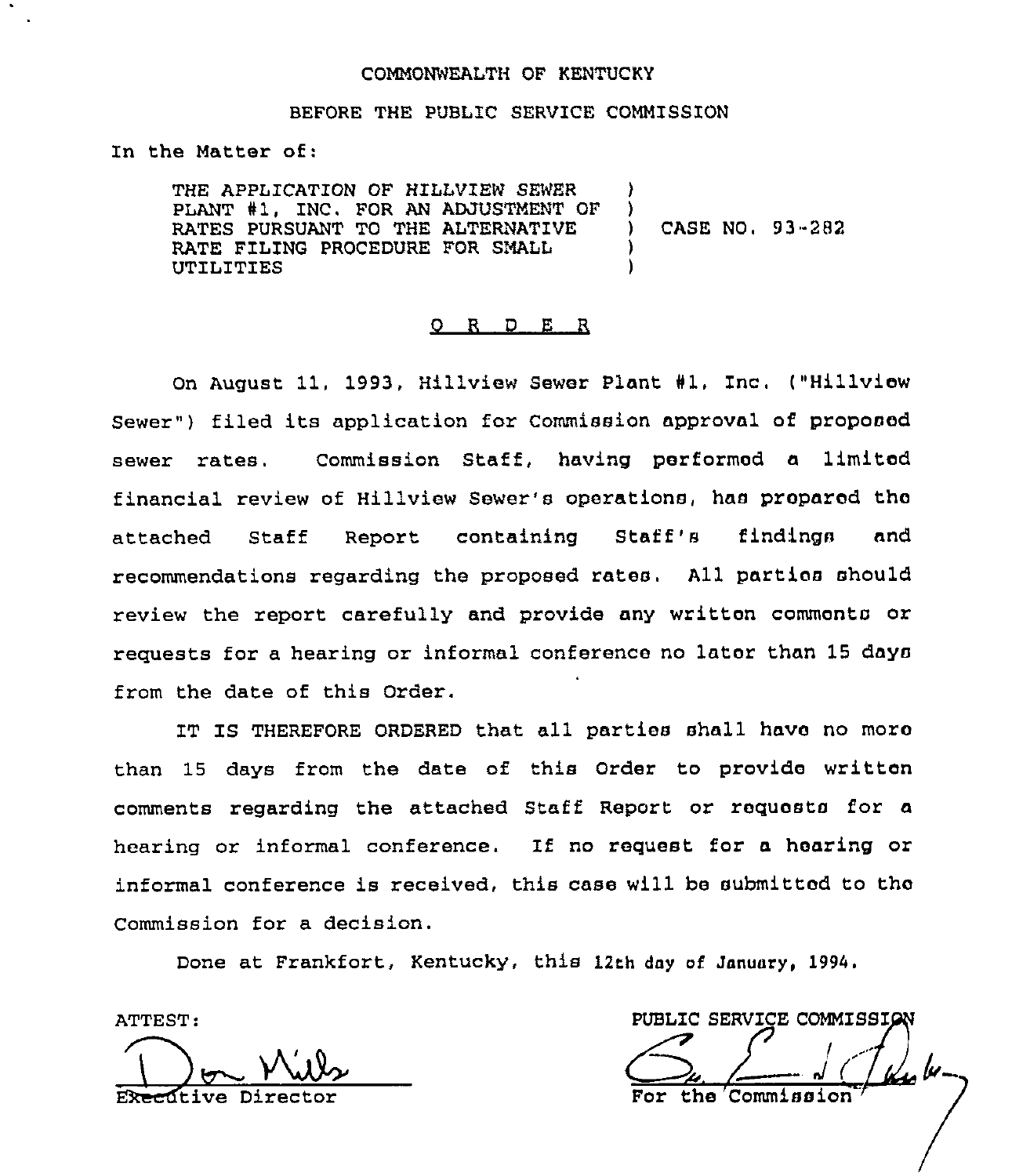COMMONWEALTH OF KENTUCKY

BEFORE THE PUBLIC SERVICE COMMISSION

In the Matter of:

THE APPLICATION OF HILLVIEW SEWER PLANT #1, INC. FOR AN ADJUSTMENT OF RATES PURSUANT TO THE ALTERNATIVE RATE FILING PROCEDURE FOR SMALL UTILITIES ) CASE NO. 93-282

## O R D E R

On August 11, 1993, Hillview Sewer Plant #1, Inc. ("Hillview Sewer") filed its application for Commission approval of proposed sewer rates. Commission Staff, having performed a limited financial review of Hillview Sewer's operations, has prepared the attached Staff Report containing Staff's findings and recommendations regarding the proposed rates. All parties should review the report carefully and provide any written comments or requests for a hearing or informal conference no later than 15 days from the date of this Order.

IT IS THEREFORE ORDERED that all parties shall have no more than 15 days from the date of this Order to provide written comments regarding the attached Staff Report or requests for a hearing or informal conference. If no request for a hearing or informal conference is received, this case will be submitted to the Commission for a decision.

Done at Frankfort, Kentucky, this 12th day of January, 1994.

ATTEST:

Executive Director

PUBLIC SERVICE COMMISSION

For the Commission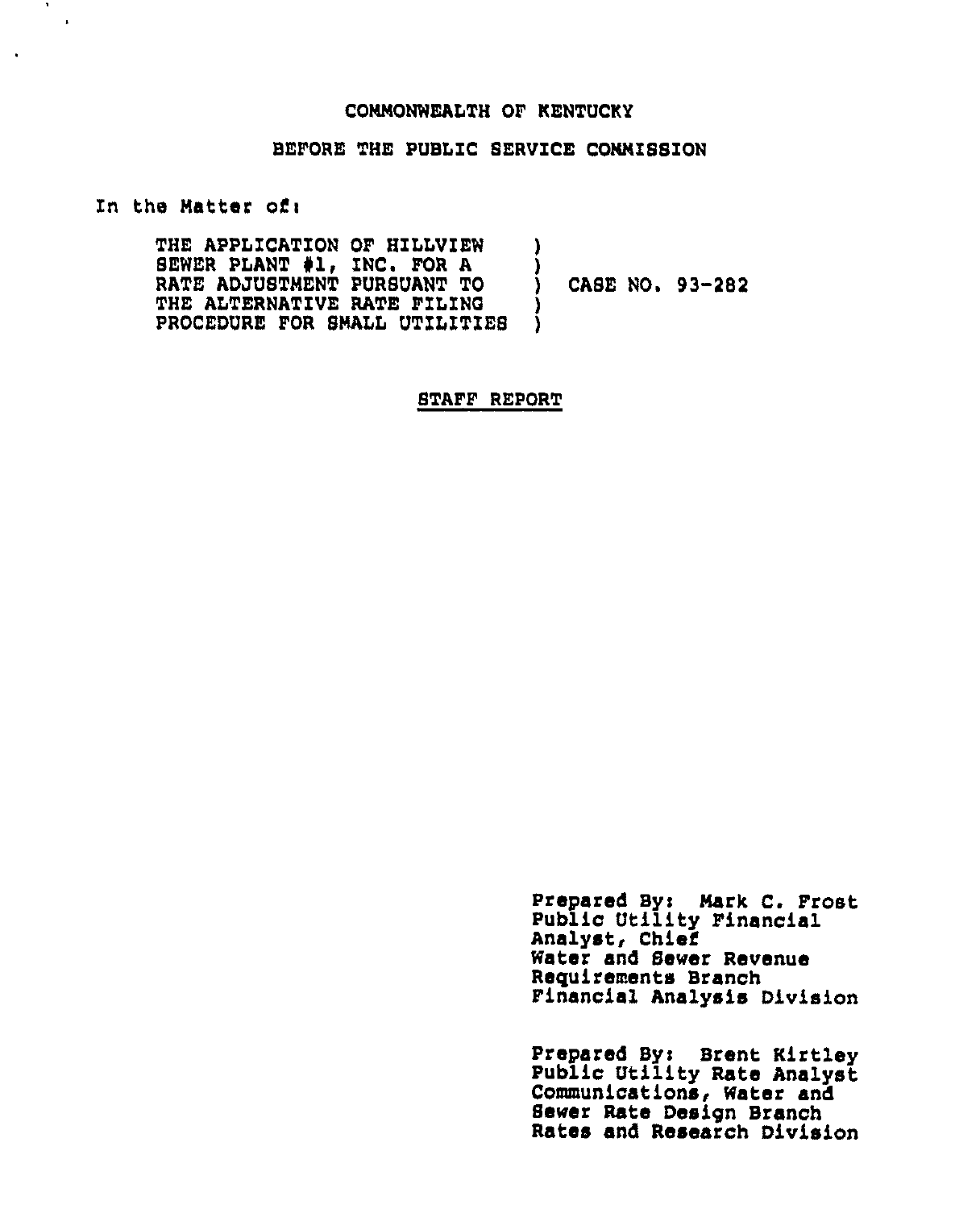COMMONWEALTH OF KENTUCKY

BEFORE THE PUBLIC SERVICE COMMISSION

In the Matter of:

| | | |
|---|---|---|
| THE APPLICATION OF HILLVIEW SEWER PLANT #1, INC. FOR A RATE ADJUSTMENT PURSUANT TO THE ALTERNATIVE RATE FILING PROCEDURE FOR SMALL UTILITIES | ) | CASE NO. 93-282 |

STAFF REPORT

Prepared By: Mark C. Frost
Public Utility Financial Analyst, Chief
Water and Sewer Revenue Requirements Branch
Financial Analysis Division

Prepared By: Brent Kirtley
Public Utility Rate Analyst
Communications, Water and Sewer Rate Design Branch
Rates and Research Division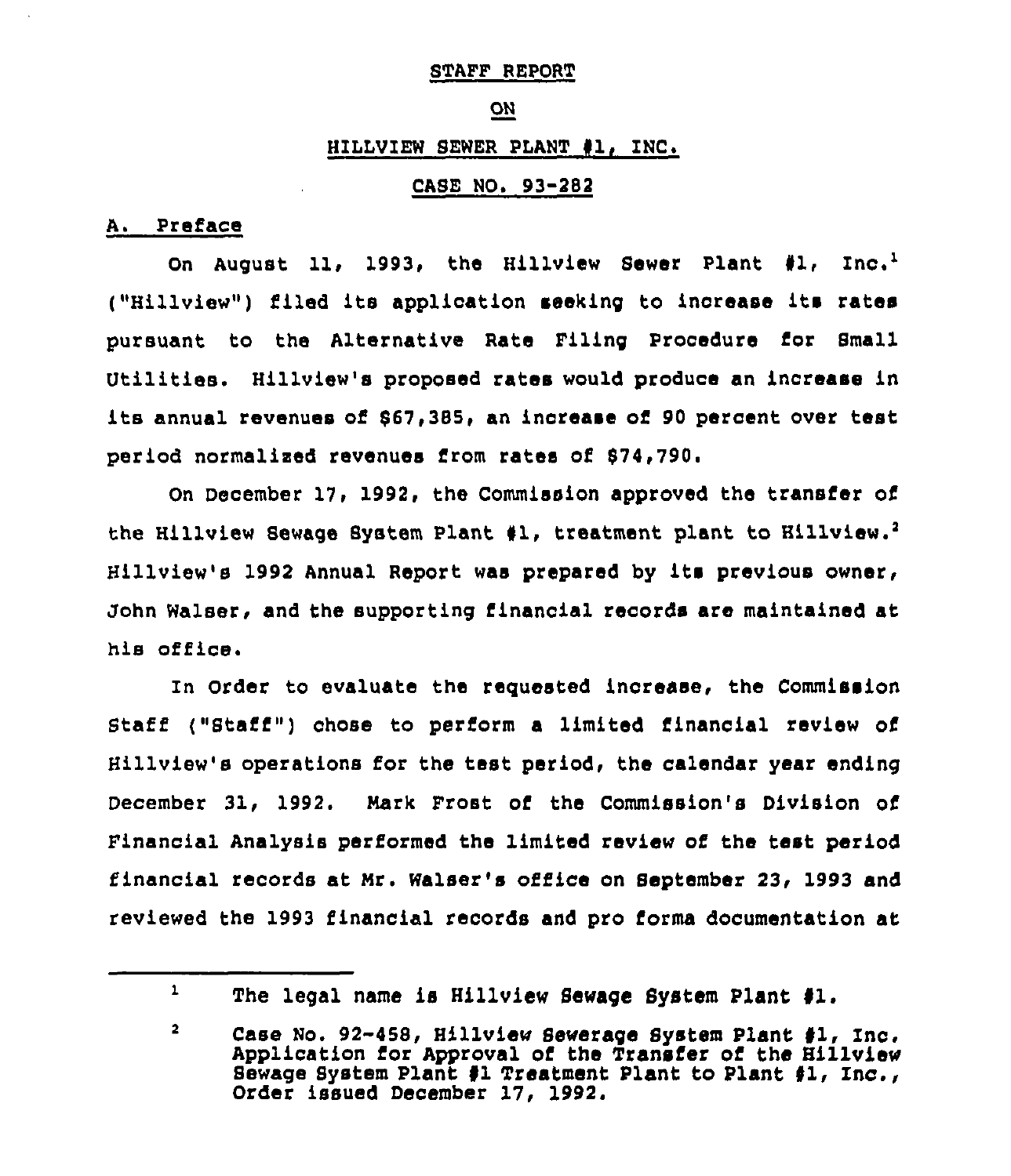STAFF REPORT

ON

HILLVIEW SEWER PLANT #1, INC.

CASE NO. 93-282

## A. Preface

On August 11, 1993, the Hillview Sewer Plant #1, Inc.[1] ("Hillview") filed its application seeking to increase its rates pursuant to the Alternative Rate Filing Procedure for Small Utilities. Hillview's proposed rates would produce an increase in its annual revenues of $67,385, an increase of 90 percent over test period normalized revenues from rates of $74,790.

On December 17, 1992, the Commission approved the transfer of the Hillview Sewage System Plant #1, treatment plant to Hillview.[2] Hillview's 1992 Annual Report was prepared by its previous owner, John Walser, and the supporting financial records are maintained at his office.

In Order to evaluate the requested increase, the Commission Staff ("Staff") chose to perform a limited financial review of Hillview's operations for the test period, the calendar year ending December 31, 1992. Mark Frost of the Commission's Division of Financial Analysis performed the limited review of the test period financial records at Mr. Walser's office on September 23, 1993 and reviewed the 1993 financial records and pro forma documentation at

---

[1] The legal name is Hillview Sewage System Plant #1.

[2] Case No. 92-458, Hillview Sewerage System Plant #1, Inc. Application for Approval of the Transfer of the Hillview Sewage System Plant #1 Treatment Plant to Plant #1, Inc., Order issued December 17, 1992.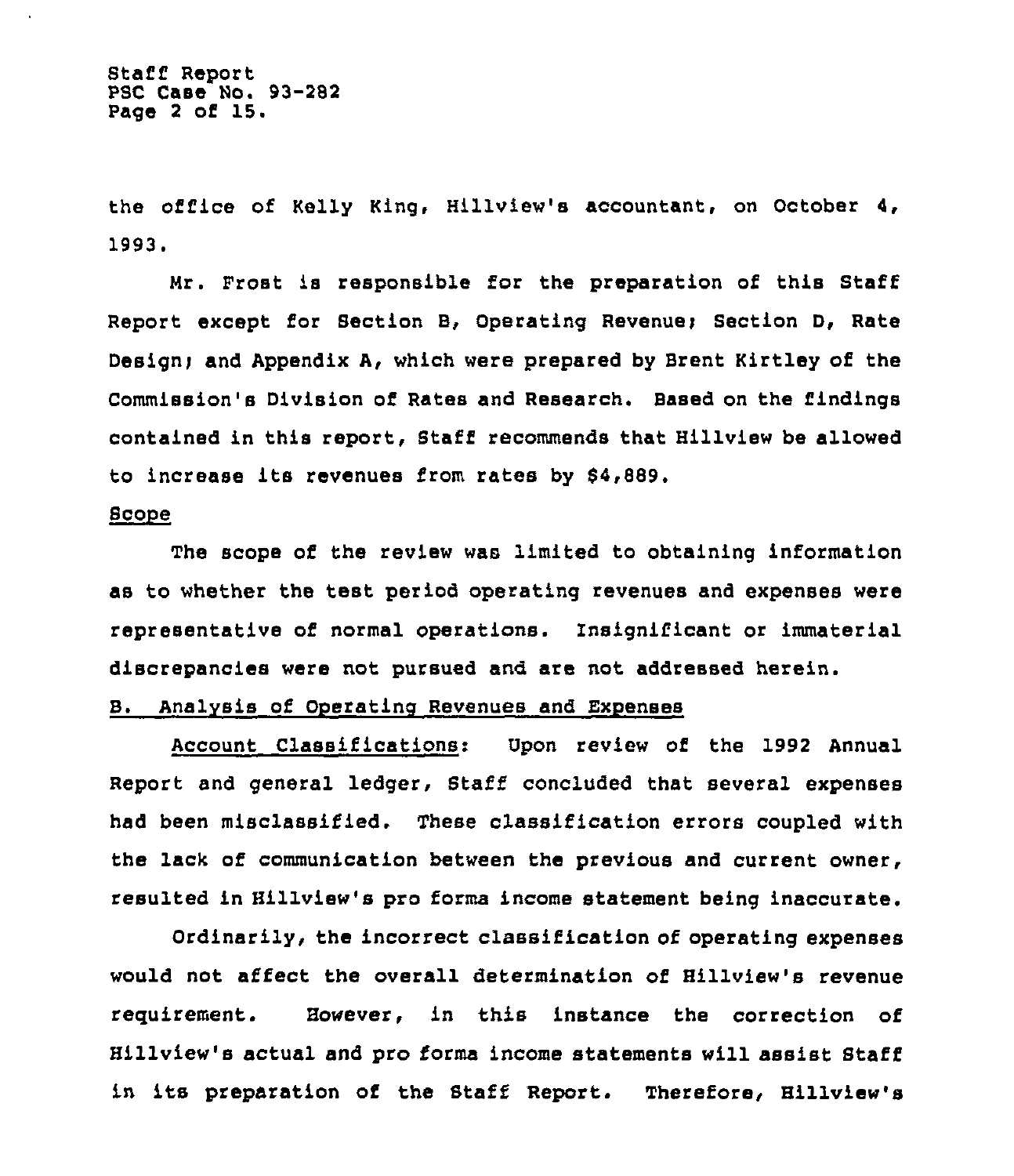the office of Kelly King, Hillview's accountant, on October 4, 1993.

Mr. Frost is responsible for the preparation of this Staff Report except for Section B, Operating Revenue; Section D, Rate Design; and Appendix A, which were prepared by Brent Kirtley of the Commission's Division of Rates and Research. Based on the findings contained in this report, Staff recommends that Hillview be allowed to increase its revenues from rates by $4,889.

Scope

The scope of the review was limited to obtaining information as to whether the test period operating revenues and expenses were representative of normal operations. Insignificant or immaterial discrepancies were not pursued and are not addressed herein.

B. Analysis of Operating Revenues and Expenses

Account Classifications: Upon review of the 1992 Annual Report and general ledger, Staff concluded that several expenses had been misclassified. These classification errors coupled with the lack of communication between the previous and current owner, resulted in Hillview's pro forma income statement being inaccurate.

Ordinarily, the incorrect classification of operating expenses would not affect the overall determination of Hillview's revenue requirement. However, in this instance the correction of Hillview's actual and pro forma income statements will assist Staff in its preparation of the Staff Report. Therefore, Hillview's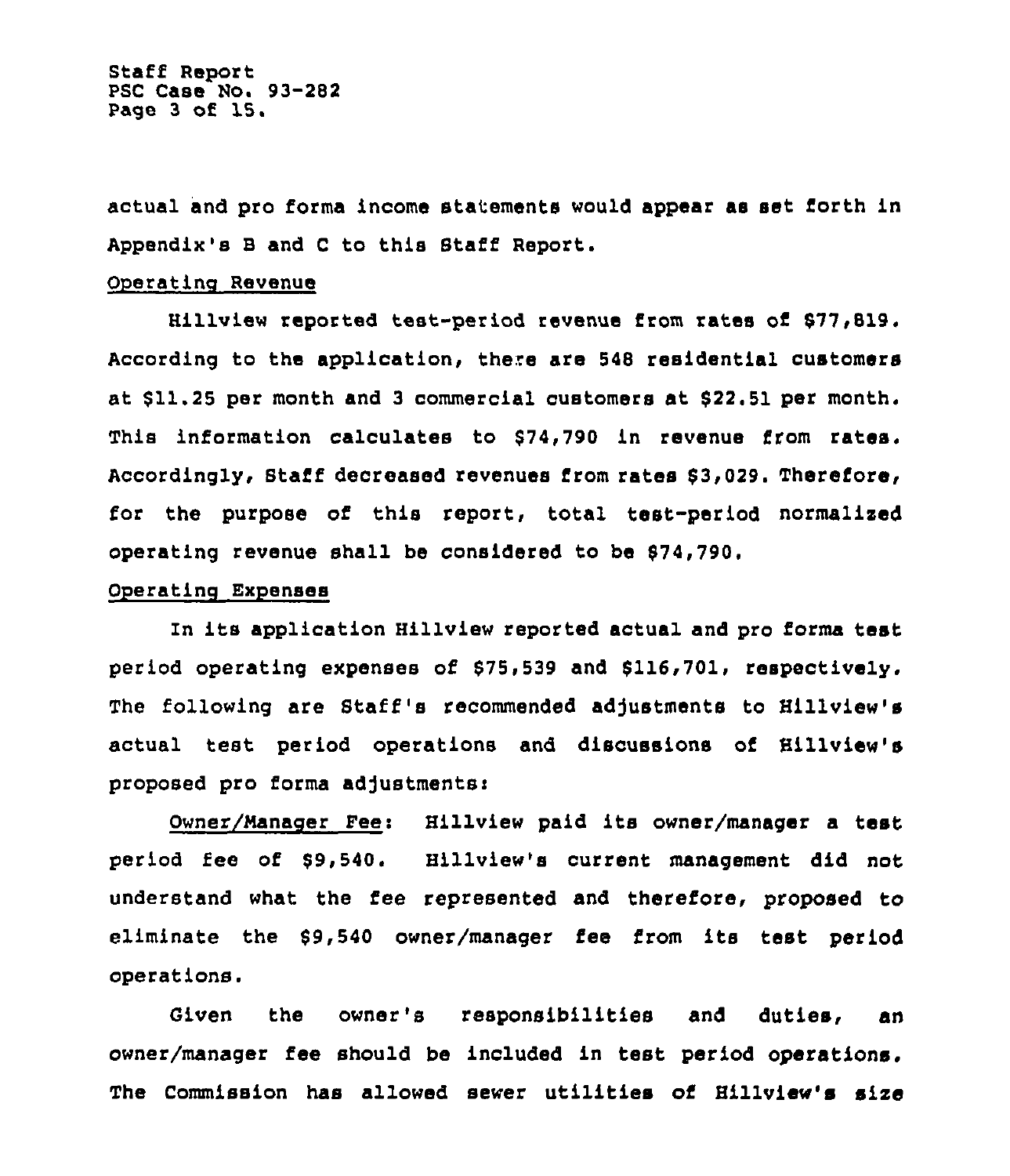actual and pro forma income statements would appear as set forth in Appendix's B and C to this Staff Report.

Operating Revenue

Hillview reported test-period revenue from rates of $77,819. According to the application, there are 548 residential customers at $11.25 per month and 3 commercial customers at $22.51 per month. This information calculates to $74,790 in revenue from rates. Accordingly, Staff decreased revenues from rates $3,029. Therefore, for the purpose of this report, total test-period normalized operating revenue shall be considered to be $74,790.

Operating Expenses

In its application Hillview reported actual and pro forma test period operating expenses of $75,539 and $116,701, respectively. The following are Staff's recommended adjustments to Hillview's actual test period operations and discussions of Hillview's proposed pro forma adjustments:

Owner/Manager Fee: Hillview paid its owner/manager a test period fee of $9,540. Hillview's current management did not understand what the fee represented and therefore, proposed to eliminate the $9,540 owner/manager fee from its test period operations.

Given the owner's responsibilities and duties, an owner/manager fee should be included in test period operations. The Commission has allowed sewer utilities of Hillview's size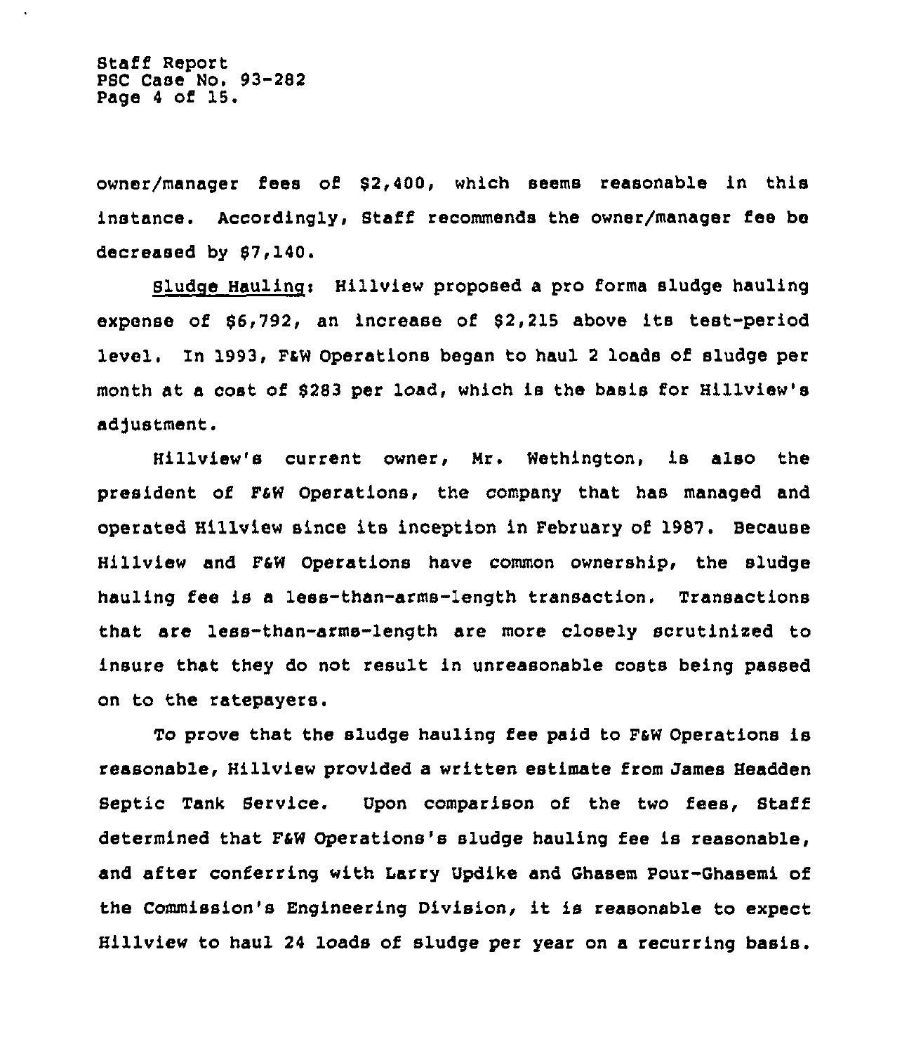owner/manager fees of $2,400, which seems reasonable in this instance. Accordingly, Staff recommends the owner/manager fee be decreased by $7,140.

Sludge Hauling: Hillview proposed a pro forma sludge hauling expense of $6,792, an increase of $2,215 above its test-period level. In 1993, F&W Operations began to haul 2 loads of sludge per month at a cost of $283 per load, which is the basis for Hillview's adjustment.

Hillview's current owner, Mr. Wethington, is also the president of F&W Operations, the company that has managed and operated Hillview since its inception in February of 1987. Because Hillview and F&W Operations have common ownership, the sludge hauling fee is a less-than-arms-length transaction. Transactions that are less-than-arms-length are more closely scrutinized to insure that they do not result in unreasonable costs being passed on to the ratepayers.

To prove that the sludge hauling fee paid to F&W Operations is reasonable, Hillview provided a written estimate from James Headden Septic Tank Service. Upon comparison of the two fees, Staff determined that F&W Operations's sludge hauling fee is reasonable, and after conferring with Larry Updike and Ghasem Pour-Ghasemi of the Commission's Engineering Division, it is reasonable to expect Hillview to haul 24 loads of sludge per year on a recurring basis.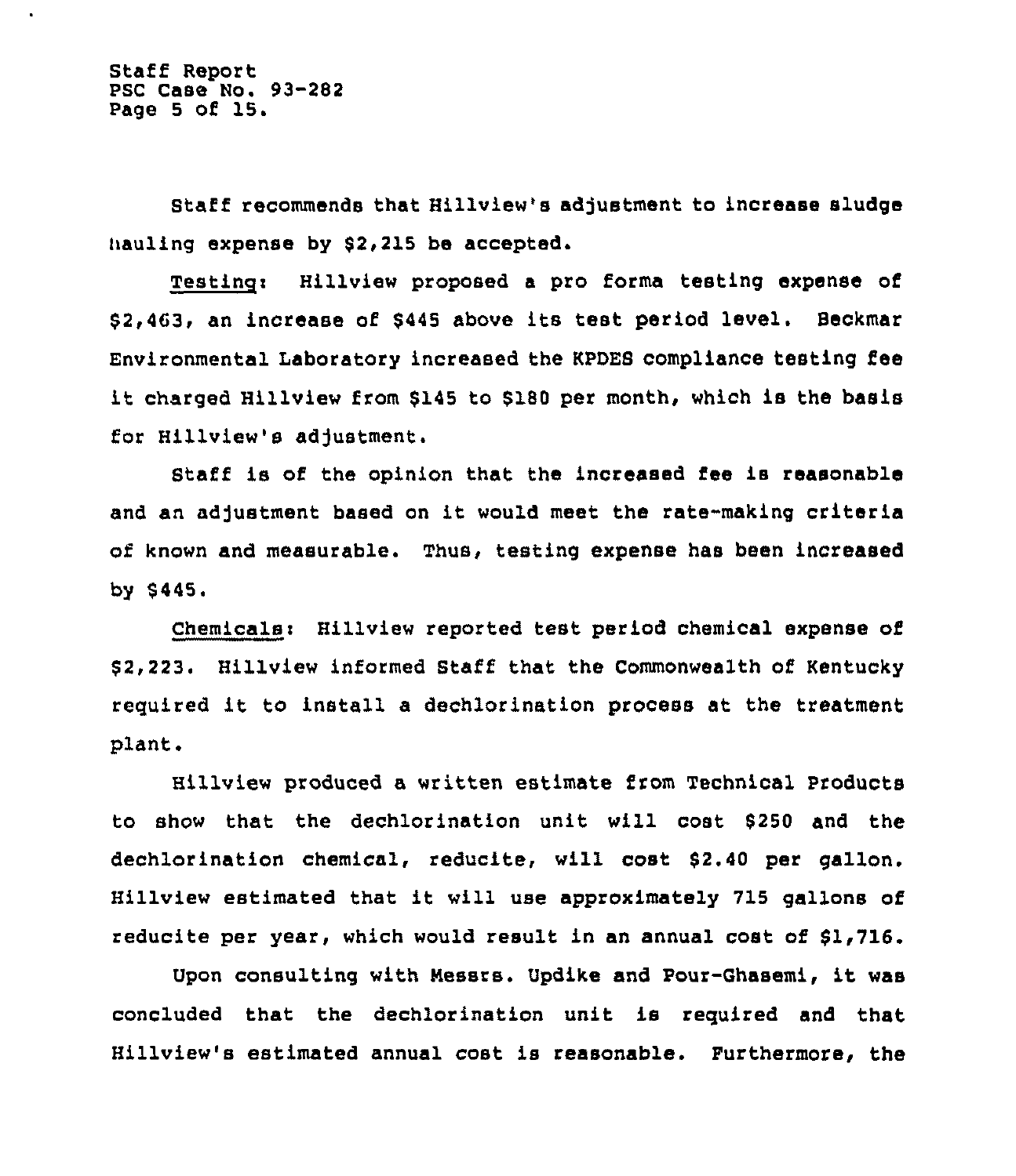Staff recommends that Hillview's adjustment to increase sludge hauling expense by $2,215 be accepted.

Testing: Hillview proposed a pro forma testing expense of $2,463, an increase of $445 above its test period level. Beckmar Environmental Laboratory increased the KPDES compliance testing fee it charged Hillview from $145 to $180 per month, which is the basis for Hillview's adjustment.

Staff is of the opinion that the increased fee is reasonable and an adjustment based on it would meet the rate-making criteria of known and measurable. Thus, testing expense has been increased by $445.

Chemicals: Hillview reported test period chemical expense of $2,223. Hillview informed Staff that the Commonwealth of Kentucky required it to install a dechlorination process at the treatment plant.

Hillview produced a written estimate from Technical Products to show that the dechlorination unit will cost $250 and the dechlorination chemical, reducite, will cost $2.40 per gallon. Hillview estimated that it will use approximately 715 gallons of reducite per year, which would result in an annual cost of $1,716.

Upon consulting with Messrs. Updike and Pour-Ghasemi, it was concluded that the dechlorination unit is required and that Hillview's estimated annual cost is reasonable. Furthermore, the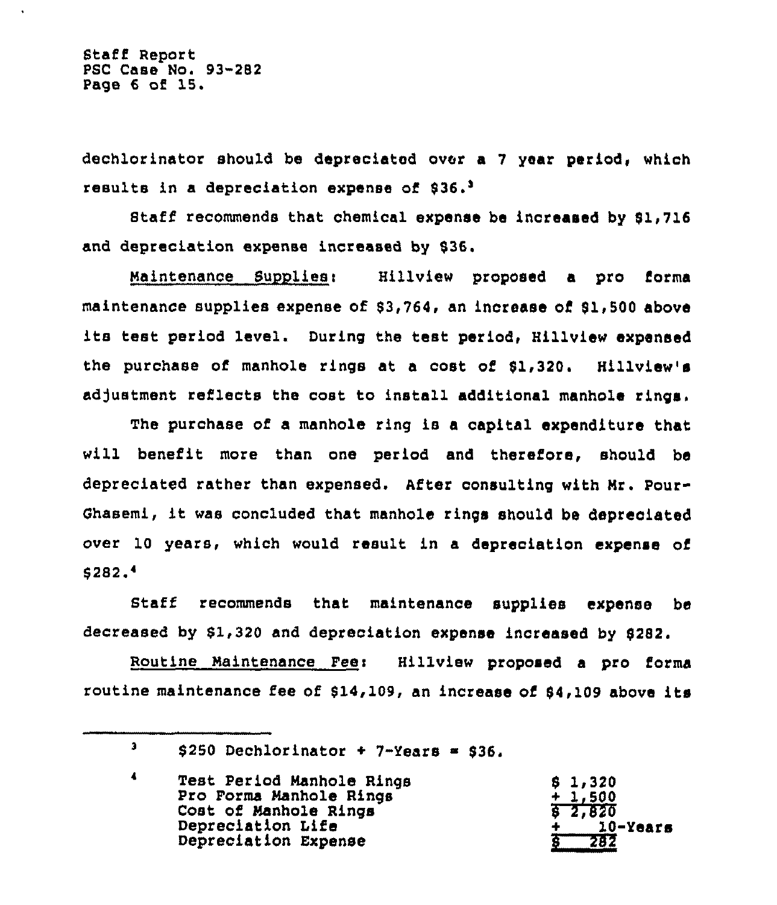dechlorinator should be depreciated over a 7 year period, which results in a depreciation expense of $36.[3]

Staff recommends that chemical expense be increased by $1,716 and depreciation expense increased by $36.

Maintenance Supplies: Hillview proposed a pro forma maintenance supplies expense of $3,764, an increase of $1,500 above its test period level. During the test period, Hillview expensed the purchase of manhole rings at a cost of $1,320. Hillview's adjustment reflects the cost to install additional manhole rings.

The purchase of a manhole ring is a capital expenditure that will benefit more than one period and therefore, should be depreciated rather than expensed. After consulting with Mr. Pour-Ghasemi, it was concluded that manhole rings should be depreciated over 10 years, which would result in a depreciation expense of $282.[4]

Staff recommends that maintenance supplies expense be decreased by $1,320 and depreciation expense increased by $282.

Routine Maintenance Fee: Hillview proposed a pro forma routine maintenance fee of $14,109, an increase of $4,109 above its

---

[3] $250 Dechlorinator ÷ 7-Years = $36.

[4]

| | |
|---|---|
| Test Period Manhole Rings | $ 1,320 |
| Pro Forma Manhole Rings | + 1,500 |
| Cost of Manhole Rings | $ 2,820 |
| Depreciation Life | ÷ 10-Years |
| Depreciation Expense | $ 282 |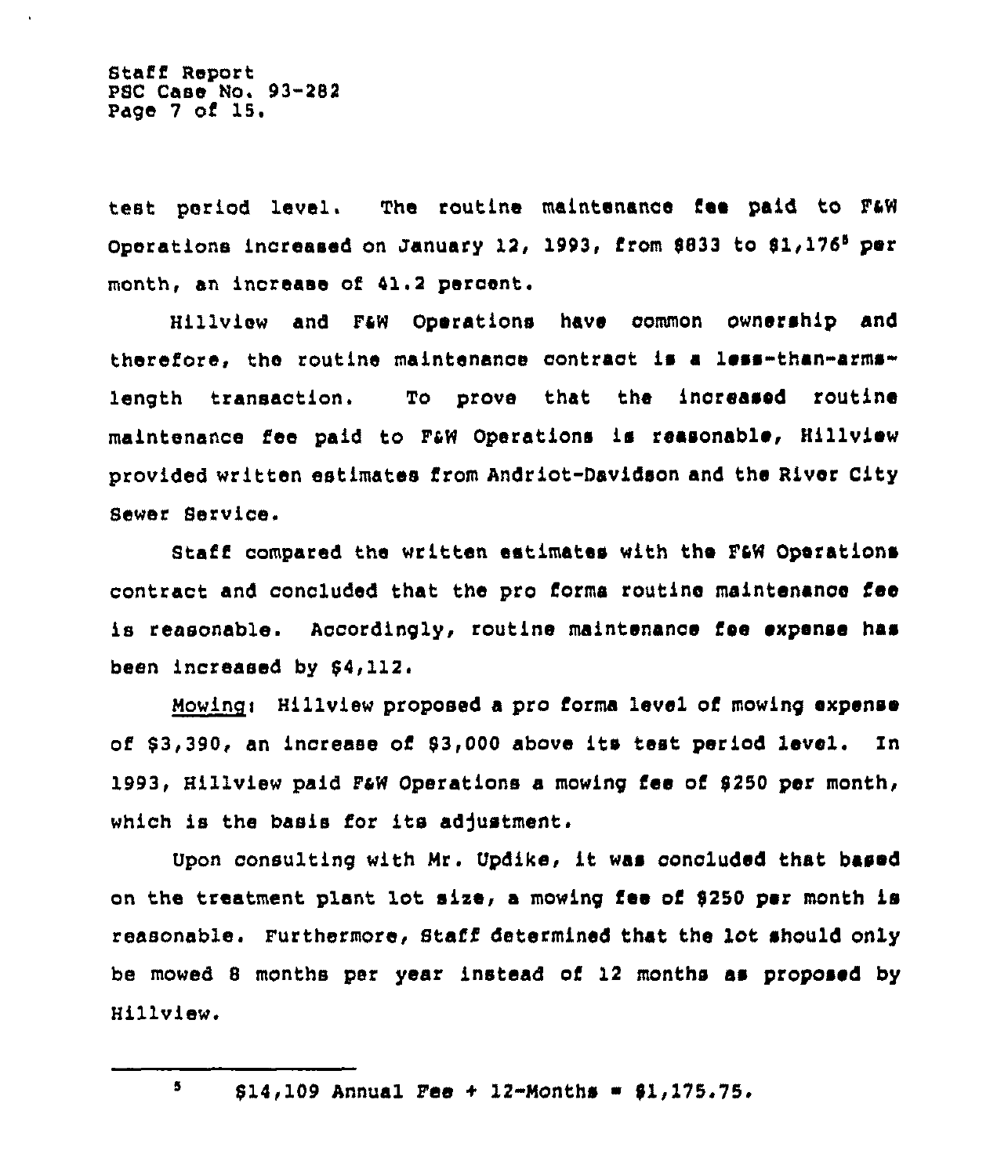test period level. The routine maintenance fee paid to F&W Operations increased on January 12, 1993, from $833 to $1,176[5] per month, an increase of 41.2 percent.

Hillview and F&W Operations have common ownership and therefore, the routine maintenance contract is a less-than-arms-length transaction. To prove that the increased routine maintenance fee paid to F&W Operations is reasonable, Hillview provided written estimates from Andriot-Davidson and the River City Sewer Service.

Staff compared the written estimates with the F&W Operations contract and concluded that the pro forma routine maintenance fee is reasonable. Accordingly, routine maintenance fee expense has been increased by $4,112.

Mowing: Hillview proposed a pro forma level of mowing expense of $3,390, an increase of $3,000 above its test period level. In 1993, Hillview paid F&W Operations a mowing fee of $250 per month, which is the basis for its adjustment.

Upon consulting with Mr. Updike, it was concluded that based on the treatment plant lot size, a mowing fee of $250 per month is reasonable. Furthermore, Staff determined that the lot should only be mowed 8 months per year instead of 12 months as proposed by Hillview.

---

[5] $14,109 Annual Fee ÷ 12-Months = $1,175.75.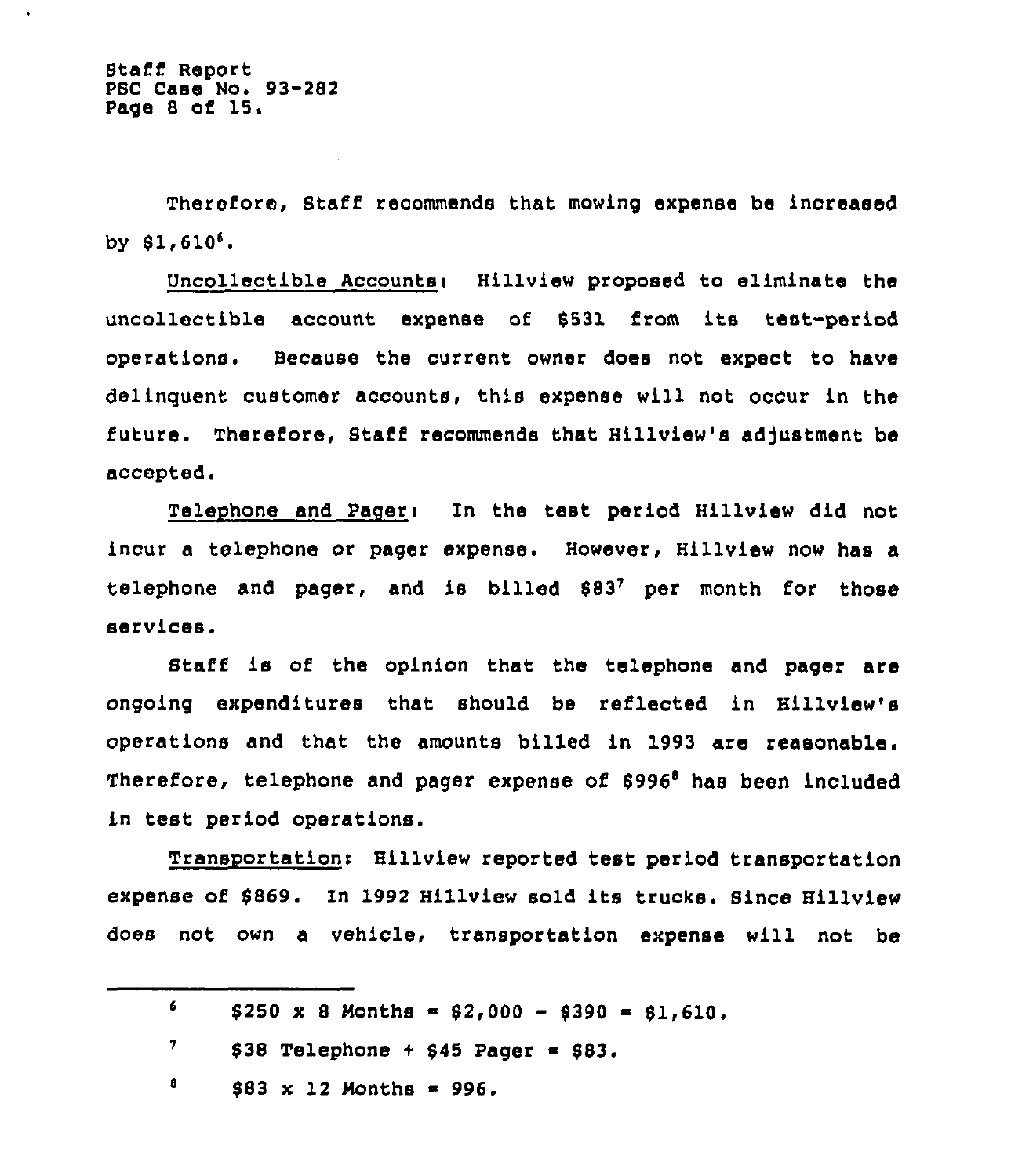Therefore, Staff recommends that mowing expense be increased by $1,610[6].

Uncollectible Accounts: Hillview proposed to eliminate the uncollectible account expense of $531 from its test-period operations. Because the current owner does not expect to have delinquent customer accounts, this expense will not occur in the future. Therefore, Staff recommends that Hillview's adjustment be accepted.

Telephone and Pager: In the test period Hillview did not incur a telephone or pager expense. However, Hillview now has a telephone and pager, and is billed $83[7] per month for those services.

Staff is of the opinion that the telephone and pager are ongoing expenditures that should be reflected in Hillview's operations and that the amounts billed in 1993 are reasonable. Therefore, telephone and pager expense of $996[8] has been included in test period operations.

Transportation: Hillview reported test period transportation expense of $869. In 1992 Hillview sold its trucks. Since Hillview does not own a vehicle, transportation expense will not be

---

[6] $250 x 8 Months = $2,000 - $390 = $1,610.

[7] $38 Telephone + $45 Pager = $83.

[8] $83 x 12 Months = 996.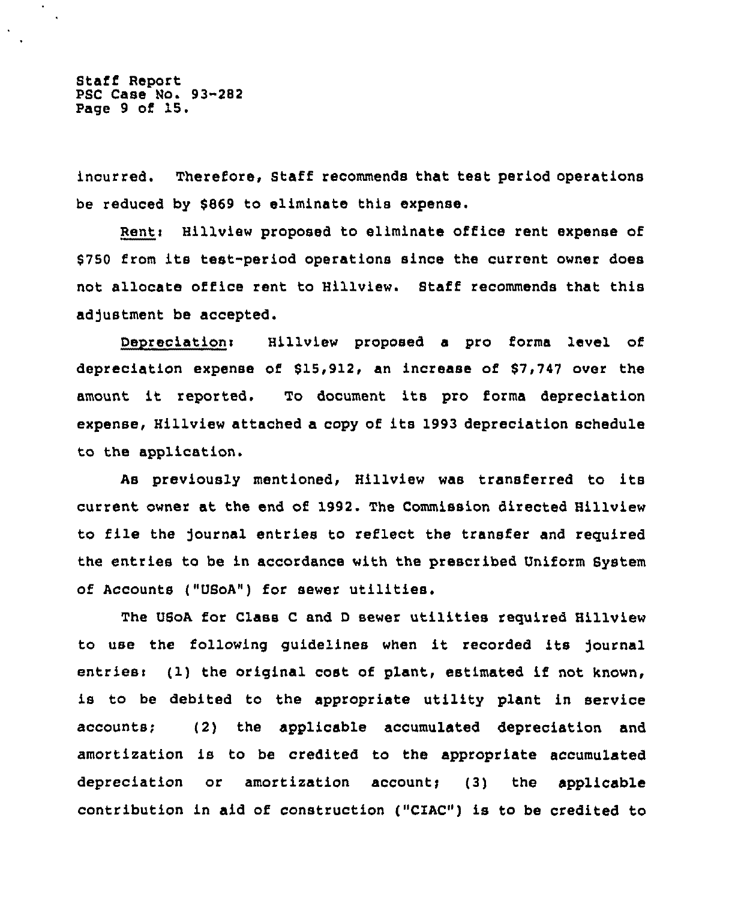incurred. Therefore, Staff recommends that test period operations be reduced by $869 to eliminate this expense.

Rent: Hillview proposed to eliminate office rent expense of $750 from its test-period operations since the current owner does not allocate office rent to Hillview. Staff recommends that this adjustment be accepted.

Depreciation: Hillview proposed a pro forma level of depreciation expense of $15,912, an increase of $7,747 over the amount it reported. To document its pro forma depreciation expense, Hillview attached a copy of its 1993 depreciation schedule to the application.

As previously mentioned, Hillview was transferred to its current owner at the end of 1992. The Commission directed Hillview to file the journal entries to reflect the transfer and required the entries to be in accordance with the prescribed Uniform System of Accounts ("USoA") for sewer utilities.

The USoA for Class C and D sewer utilities required Hillview to use the following guidelines when it recorded its journal entries: (1) the original cost of plant, estimated if not known, is to be debited to the appropriate utility plant in service accounts; (2) the applicable accumulated depreciation and amortization is to be credited to the appropriate accumulated depreciation or amortization account; (3) the applicable contribution in aid of construction ("CIAC") is to be credited to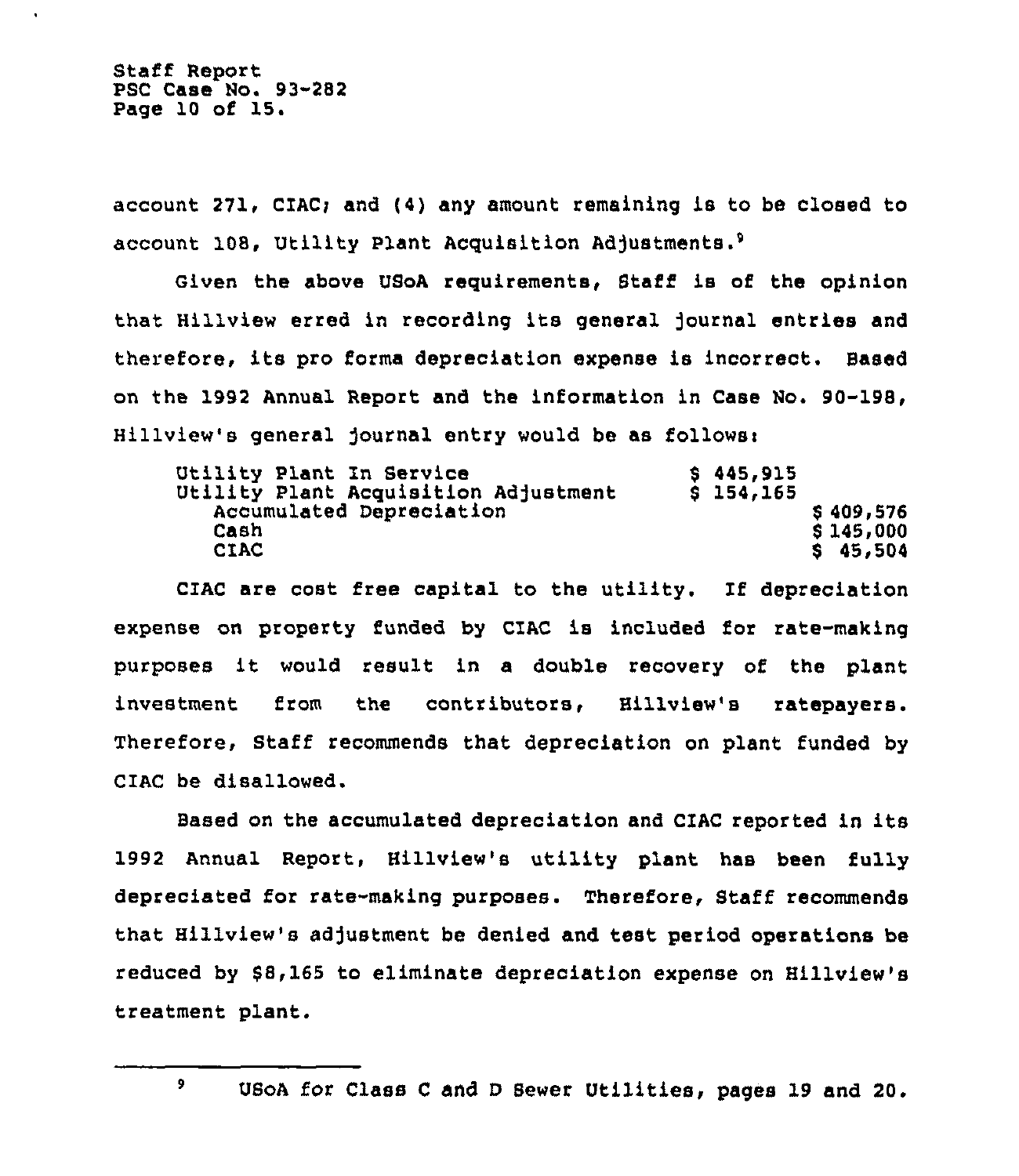account 271, CIAC; and (4) any amount remaining is to be closed to account 108, Utility Plant Acquisition Adjustments.[9]

Given the above USoA requirements, Staff is of the opinion that Hillview erred in recording its general journal entries and therefore, its pro forma depreciation expense is incorrect. Based on the 1992 Annual Report and the information in Case No. 90-198, Hillview's general journal entry would be as follows:

| | | |
|---|---|---|
| Utility Plant In Service | $ 445,915 | |
| Utility Plant Acquisition Adjustment | $ 154,165 | |
| Accumulated Depreciation | | $ 409,576 |
| Cash | | $ 145,000 |
| CIAC | | $ 45,504 |

CIAC are cost free capital to the utility. If depreciation expense on property funded by CIAC is included for rate-making purposes it would result in a double recovery of the plant investment from the contributors, Hillview's ratepayers. Therefore, Staff recommends that depreciation on plant funded by CIAC be disallowed.

Based on the accumulated depreciation and CIAC reported in its 1992 Annual Report, Hillview's utility plant has been fully depreciated for rate-making purposes. Therefore, Staff recommends that Hillview's adjustment be denied and test period operations be reduced by $8,165 to eliminate depreciation expense on Hillview's treatment plant.

[9] USoA for Class C and D Sewer Utilities, pages 19 and 20.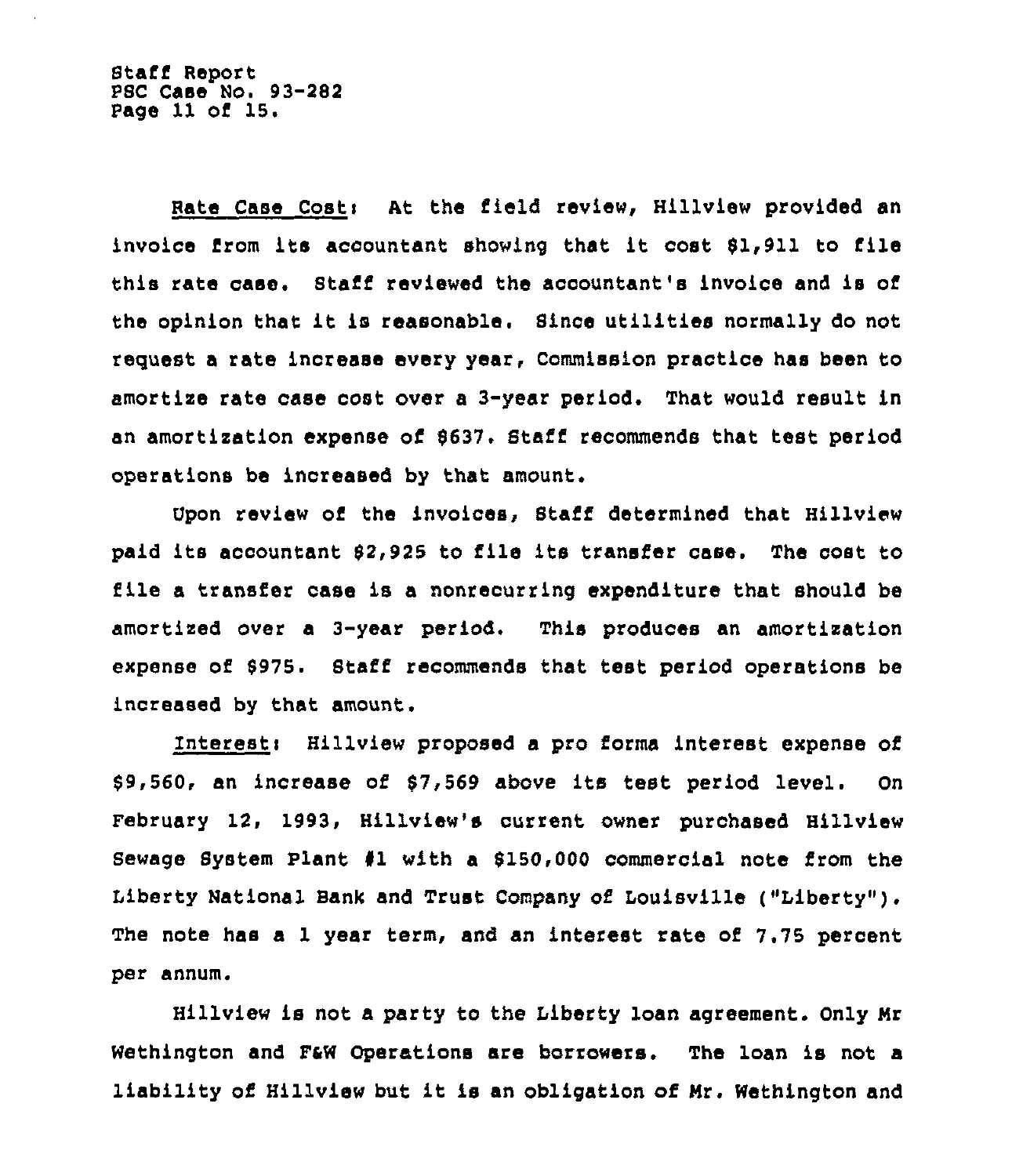Rate Case Cost: At the field review, Hillview provided an invoice from its accountant showing that it cost $1,911 to file this rate case. Staff reviewed the accountant's invoice and is of the opinion that it is reasonable. Since utilities normally do not request a rate increase every year, Commission practice has been to amortize rate case cost over a 3-year period. That would result in an amortization expense of $637. Staff recommends that test period operations be increased by that amount.

Upon review of the invoices, Staff determined that Hillview paid its accountant $2,925 to file its transfer case. The cost to file a transfer case is a nonrecurring expenditure that should be amortized over a 3-year period. This produces an amortization expense of $975. Staff recommends that test period operations be increased by that amount.

Interest: Hillview proposed a pro forma interest expense of $9,560, an increase of $7,569 above its test period level. On February 12, 1993, Hillview's current owner purchased Hillview Sewage System Plant #1 with a $150,000 commercial note from the Liberty National Bank and Trust Company of Louisville ("Liberty"). The note has a 1 year term, and an interest rate of 7.75 percent per annum.

Hillview is not a party to the Liberty loan agreement. Only Mr Wethington and F&W Operations are borrowers. The loan is not a liability of Hillview but it is an obligation of Mr. Wethington and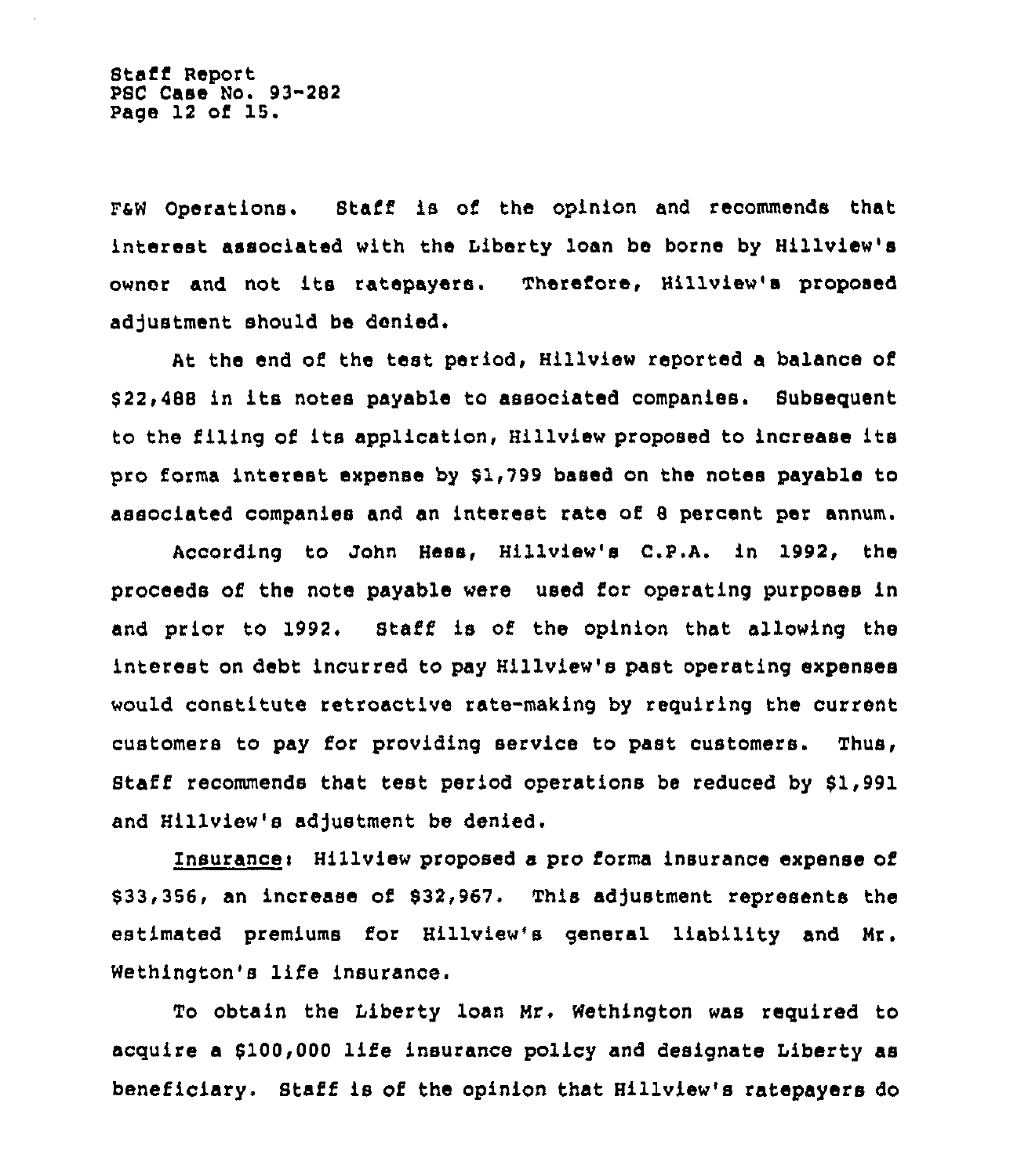F&W Operations. Staff is of the opinion and recommends that interest associated with the Liberty loan be borne by Hillview's owner and not its ratepayers. Therefore, Hillview's proposed adjustment should be denied.

At the end of the test period, Hillview reported a balance of $22,488 in its notes payable to associated companies. Subsequent to the filing of its application, Hillview proposed to increase its pro forma interest expense by $1,799 based on the notes payable to associated companies and an interest rate of 8 percent per annum.

According to John Hess, Hillview's C.P.A. in 1992, the proceeds of the note payable were used for operating purposes in and prior to 1992. Staff is of the opinion that allowing the interest on debt incurred to pay Hillview's past operating expenses would constitute retroactive rate-making by requiring the current customers to pay for providing service to past customers. Thus, Staff recommends that test period operations be reduced by $1,991 and Hillview's adjustment be denied.

Insurance: Hillview proposed a pro forma insurance expense of $33,356, an increase of $32,967. This adjustment represents the estimated premiums for Hillview's general liability and Mr. Wethington's life insurance.

To obtain the Liberty loan Mr. Wethington was required to acquire a $100,000 life insurance policy and designate Liberty as beneficiary. Staff is of the opinion that Hillview's ratepayers do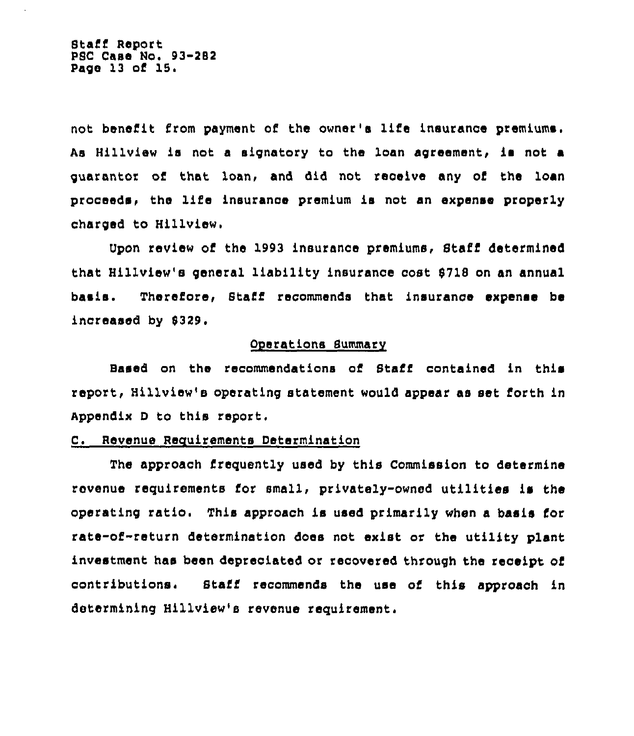not benefit from payment of the owner's life insurance premiums. As Hillview is not a signatory to the loan agreement, is not a guarantor of that loan, and did not receive any of the loan proceeds, the life insurance premium is not an expense properly charged to Hillview.

Upon review of the 1993 insurance premiums, Staff determined that Hillview's general liability insurance cost $718 on an annual basis. Therefore, Staff recommends that insurance expense be increased by $329.

<u>Operations Summary</u>

Based on the recommendations of Staff contained in this report, Hillview's operating statement would appear as set forth in Appendix D to this report.

## C. <u>Revenue Requirements Determination</u>

The approach frequently used by this Commission to determine revenue requirements for small, privately-owned utilities is the operating ratio. This approach is used primarily when a basis for rate-of-return determination does not exist or the utility plant investment has been depreciated or recovered through the receipt of contributions. Staff recommends the use of this approach in determining Hillview's revenue requirement.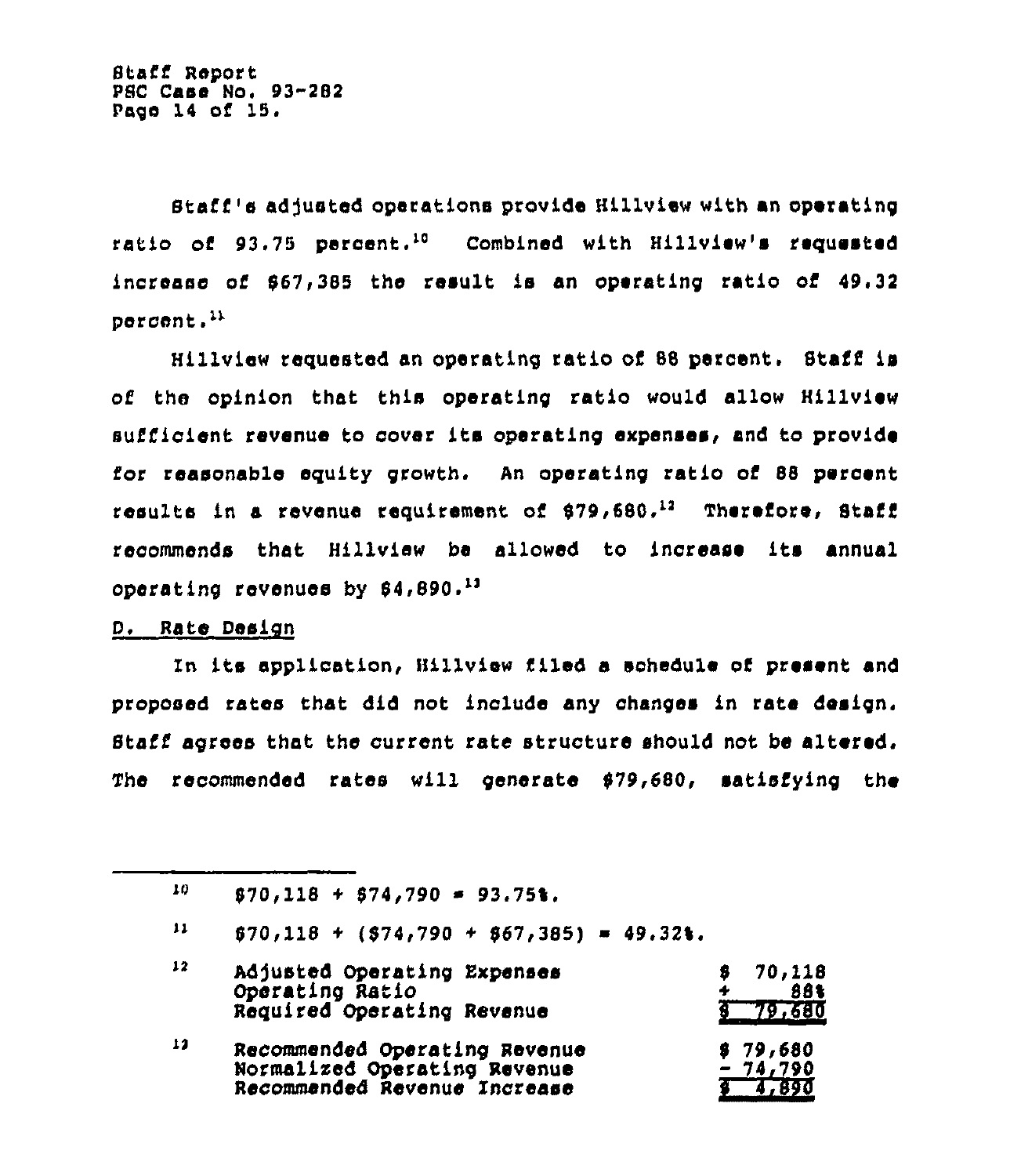Staff's adjusted operations provide Hillview with an operating ratio of 93.75 percent.[10] Combined with Hillview's requested increase of $67,385 the result is an operating ratio of 49.32 percent.[11]

Hillview requested an operating ratio of 88 percent. Staff is of the opinion that this operating ratio would allow Hillview sufficient revenue to cover its operating expenses, and to provide for reasonable equity growth. An operating ratio of 88 percent results in a revenue requirement of $79,680.[12] Therefore, Staff recommends that Hillview be allowed to increase its annual operating revenues by $4,890.[13]

D. Rate Design

In its application, Hillview filed a schedule of present and proposed rates that did not include any changes in rate design. Staff agrees that the current rate structure should not be altered. The recommended rates will generate $79,680, satisfying the

---

[10] $70,118 ÷ $74,790 = 93.75%.

[11] $70,118 ÷ ($74,790 + $67,385) = 49.32%.

[12]

| | |
|---|---|
| Adjusted Operating Expenses | $ 70,118 |
| Operating Ratio | ÷ 88% |
| Required Operating Revenue | $ 79,680 |

[13]

| | |
|---|---|
| Recommended Operating Revenue | $ 79,680 |
| Normalized Operating Revenue | - 74,790 |
| Recommended Revenue Increase | $ 4,890 |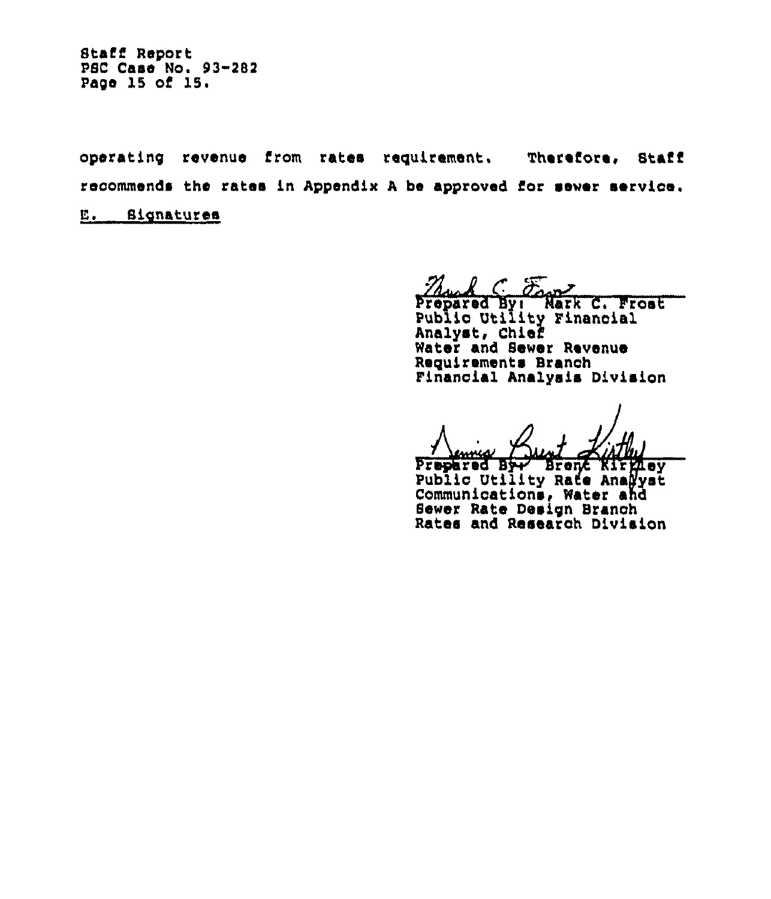operating revenue from rates requirement. Therefore, Staff recommends the rates in Appendix A be approved for sewer service.

E. Signatures

Prepared By: Mark C. Frost
Public Utility Financial Analyst, Chief
Water and Sewer Revenue Requirements Branch
Financial Analysis Division

Prepared By: Brent Kirtley
Public Utility Rate Analyst
Communications, Water and Sewer Rate Design Branch
Rates and Research Division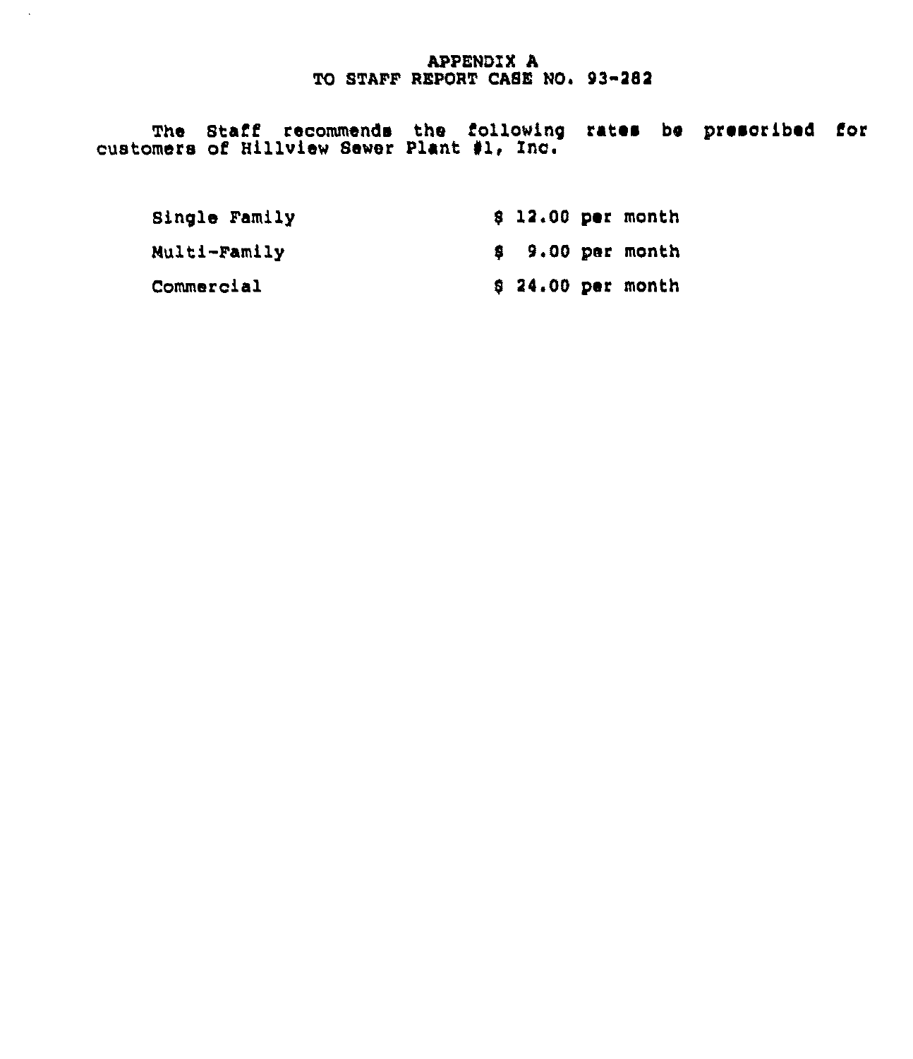# APPENDIX A
## TO STAFF REPORT CASE NO. 93-282

The Staff recommends the following rates be prescribed for customers of Hillview Sewer Plant #1, Inc.

| | |
|---|---|
| Single Family | $ 12.00 per month |
| Multi-Family | $ 9.00 per month |
| Commercial | $ 24.00 per month |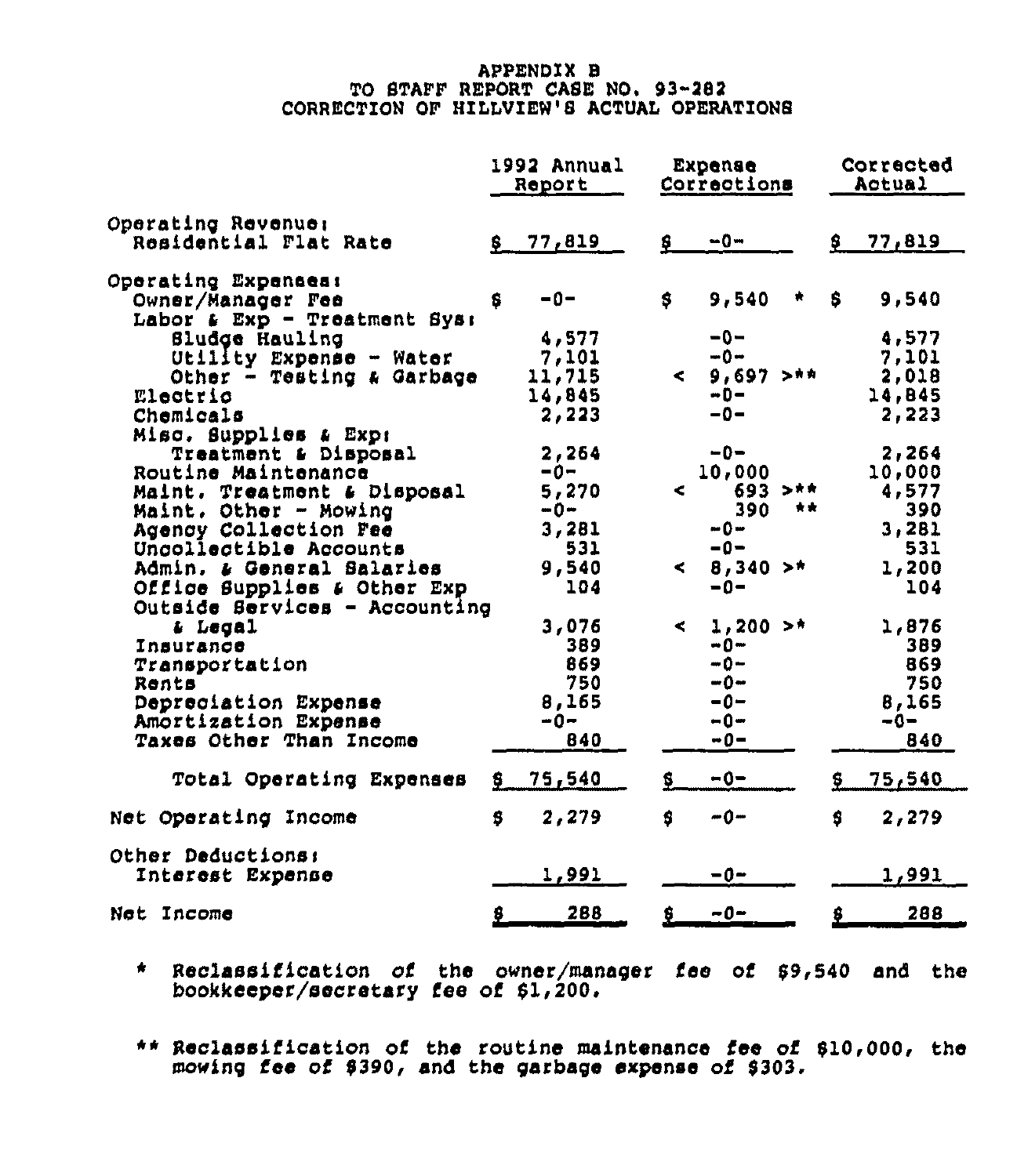# APPENDIX B
## TO STAFF REPORT CASE NO. 93-282
## CORRECTION OF HILLVIEW'S ACTUAL OPERATIONS

| | 1992 Annual Report | Expense Corrections | Corrected Actual |
|---|---|---|---|
| **Operating Revenue:** | | | |
| Residential Flat Rate | $ 77,819 | $ -0- | $ 77,819 |
| **Operating Expenses:** | | | |
| Owner/Manager Fee | $ -0- | $ 9,540 * | $ 9,540 |
| Labor & Exp - Treatment Sys: | | | |
| Sludge Hauling | 4,577 | -0- | 4,577 |
| Utility Expense - Water | 7,101 | -0- | 7,101 |
| Other - Testing & Garbage | 11,715 | < 9,697 >** | 2,018 |
| Electric | 14,845 | -0- | 14,845 |
| Chemicals | 2,223 | -0- | 2,223 |
| Misc. Supplies & Exp: | | | |
| Treatment & Disposal | 2,264 | -0- | 2,264 |
| Routine Maintenance | -0- | 10,000 | 10,000 |
| Maint. Treatment & Disposal | 5,270 | < 693 >** | 4,577 |
| Maint. Other - Mowing | -0- | 390 ** | 390 |
| Agency Collection Fee | 3,281 | -0- | 3,281 |
| Uncollectible Accounts | 531 | -0- | 531 |
| Admin. & General Salaries | 9,540 | < 8,340 >* | 1,200 |
| Office Supplies & Other Exp | 104 | -0- | 104 |
| Outside Services - Accounting & Legal | 3,076 | < 1,200 >* | 1,876 |
| Insurance | 389 | -0- | 389 |
| Transportation | 869 | -0- | 869 |
| Rents | 750 | -0- | 750 |
| Depreciation Expense | 8,165 | -0- | 8,165 |
| Amortization Expense | -0- | -0- | -0- |
| Taxes Other Than Income | 840 | -0- | 840 |
| Total Operating Expenses | $ 75,540 | $ -0- | $ 75,540 |
| Net Operating Income | $ 2,279 | $ -0- | $ 2,279 |
| **Other Deductions:** | | | |
| Interest Expense | 1,991 | -0- | 1,991 |
| Net Income | $ 288 | $ -0- | $ 288 |

\* Reclassification of the owner/manager fee of $9,540 and the bookkeeper/secretary fee of $1,200.

\** Reclassification of the routine maintenance fee of $10,000, the mowing fee of $390, and the garbage expense of $303.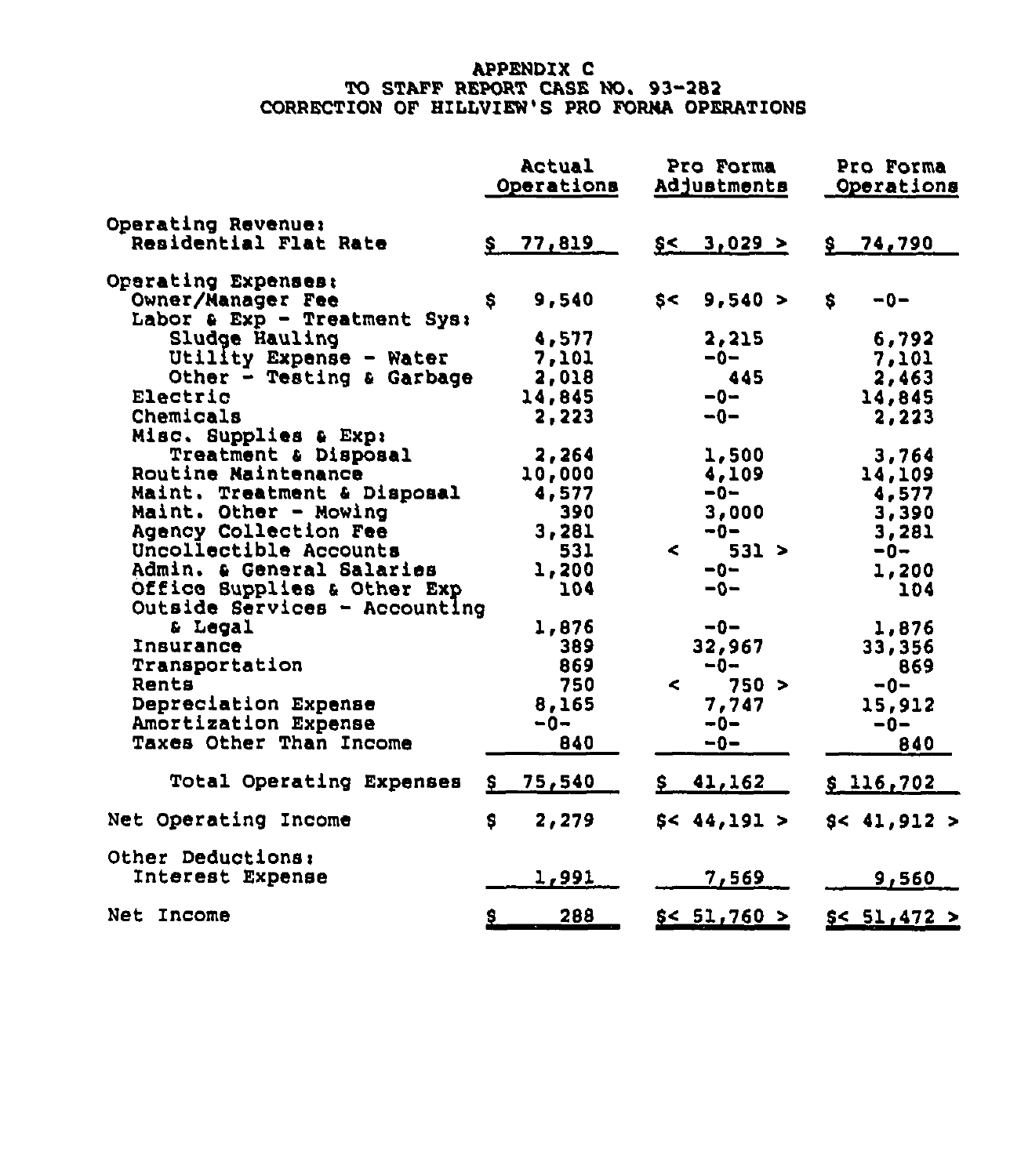# APPENDIX C
## TO STAFF REPORT CASE NO. 93-282
## CORRECTION OF HILLVIEW'S PRO FORMA OPERATIONS

| | Actual Operations | Pro Forma Adjustments | Pro Forma Operations |
|---|---|---|---|
| **Operating Revenue:** | | | |
| Residential Flat Rate | $ 77,819 | $< 3,029 > | $ 74,790 |
| **Operating Expenses:** | | | |
| Owner/Manager Fee | $ 9,540 | $< 9,540 > | $ -0- |
| Labor & Exp - Treatment Sys: | | | |
| Sludge Hauling | 4,577 | 2,215 | 6,792 |
| Utility Expense - Water | 7,101 | -0- | 7,101 |
| Other - Testing & Garbage | 2,018 | 445 | 2,463 |
| Electric | 14,845 | -0- | 14,845 |
| Chemicals | 2,223 | -0- | 2,223 |
| Misc. Supplies & Exp: | | | |
| Treatment & Disposal | 2,264 | 1,500 | 3,764 |
| Routine Maintenance | 10,000 | 4,109 | 14,109 |
| Maint. Treatment & Disposal | 4,577 | -0- | 4,577 |
| Maint. Other - Mowing | 390 | 3,000 | 3,390 |
| Agency Collection Fee | 3,281 | -0- | 3,281 |
| Uncollectible Accounts | 531 | < 531 > | -0- |
| Admin. & General Salaries | 1,200 | -0- | 1,200 |
| Office Supplies & Other Exp | 104 | -0- | 104 |
| Outside Services - Accounting & Legal | 1,876 | -0- | 1,876 |
| Insurance | 389 | 32,967 | 33,356 |
| Transportation | 869 | -0- | 869 |
| Rents | 750 | < 750 > | -0- |
| Depreciation Expense | 8,165 | 7,747 | 15,912 |
| Amortization Expense | -0- | -0- | -0- |
| Taxes Other Than Income | 840 | -0- | 840 |
| Total Operating Expenses | $ 75,540 | $ 41,162 | $ 116,702 |
| Net Operating Income | $ 2,279 | $< 44,191 > | $< 41,912 > |
| **Other Deductions:** | | | |
| Interest Expense | 1,991 | 7,569 | 9,560 |
| Net Income | $ 288 | $< 51,760 > | $< 51,472 > |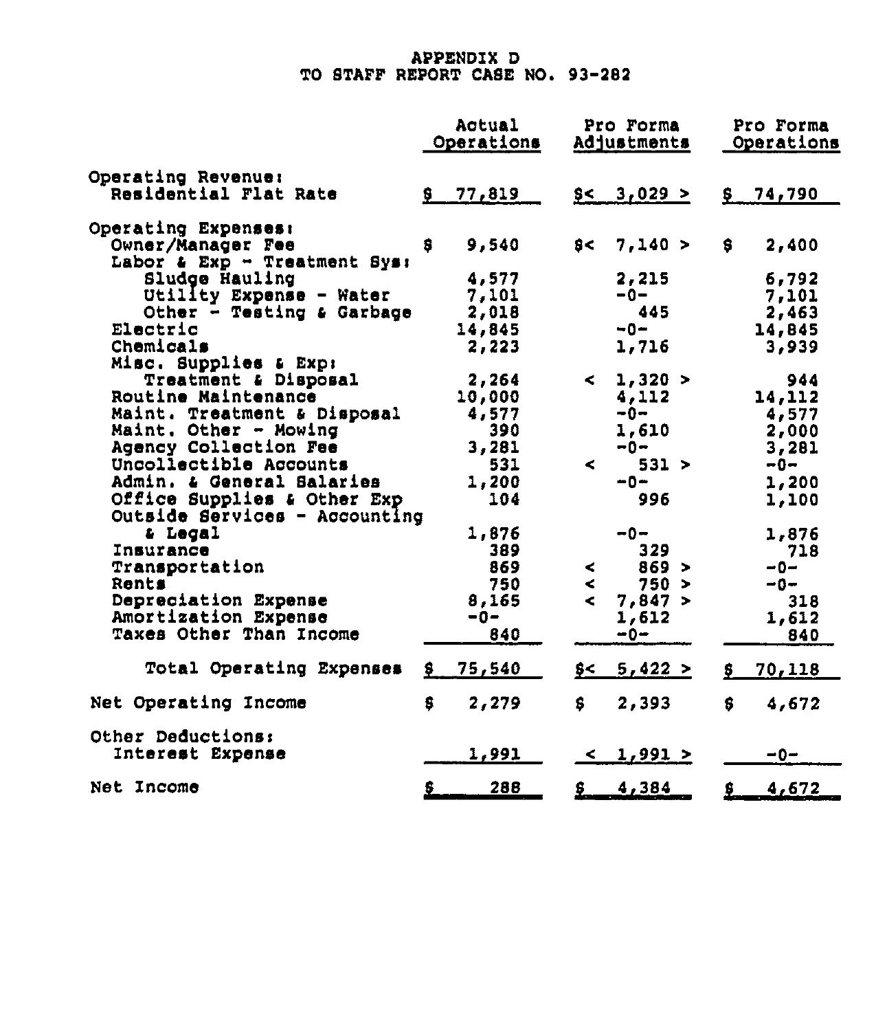# APPENDIX D
## TO STAFF REPORT CASE NO. 93-282

| | Actual Operations | Pro Forma Adjustments | Pro Forma Operations |
|---|---|---|---|
| **Operating Revenue:** | | | |
| Residential Flat Rate | $ 77,819 | $< 3,029 > | $ 74,790 |
| **Operating Expenses:** | | | |
| Owner/Manager Fee | $ 9,540 | $< 7,140 > | $ 2,400 |
| Labor & Exp - Treatment Sys: | | | |
| Sludge Hauling | 4,577 | 2,215 | 6,792 |
| Utility Expense - Water | 7,101 | -0- | 7,101 |
| Other - Testing & Garbage | 2,018 | 445 | 2,463 |
| Electric | 14,845 | -0- | 14,845 |
| Chemicals | 2,223 | 1,716 | 3,939 |
| Misc. Supplies & Exp: | | | |
| Treatment & Disposal | 2,264 | < 1,320 > | 944 |
| Routine Maintenance | 10,000 | 4,112 | 14,112 |
| Maint. Treatment & Disposal | 4,577 | -0- | 4,577 |
| Maint. Other - Mowing | 390 | 1,610 | 2,000 |
| Agency Collection Fee | 3,281 | -0- | 3,281 |
| Uncollectible Accounts | 531 | < 531 > | -0- |
| Admin. & General Salaries | 1,200 | -0- | 1,200 |
| Office Supplies & Other Exp | 104 | 996 | 1,100 |
| Outside Services - Accounting & Legal | 1,876 | -0- | 1,876 |
| Insurance | 389 | 329 | 718 |
| Transportation | 869 | < 869 > | -0- |
| Rents | 750 | < 750 > | -0- |
| Depreciation Expense | 8,165 | < 7,847 > | 318 |
| Amortization Expense | -0- | 1,612 | 1,612 |
| Taxes Other Than Income | 840 | -0- | 840 |
| Total Operating Expenses | $ 75,540 | $< 5,422 > | $ 70,118 |
| **Net Operating Income** | $ 2,279 | $ 2,393 | $ 4,672 |
| **Other Deductions:** | | | |
| Interest Expense | 1,991 | < 1,991 > | -0- |
| **Net Income** | $ 288 | $ 4,384 | $ 4,672 |